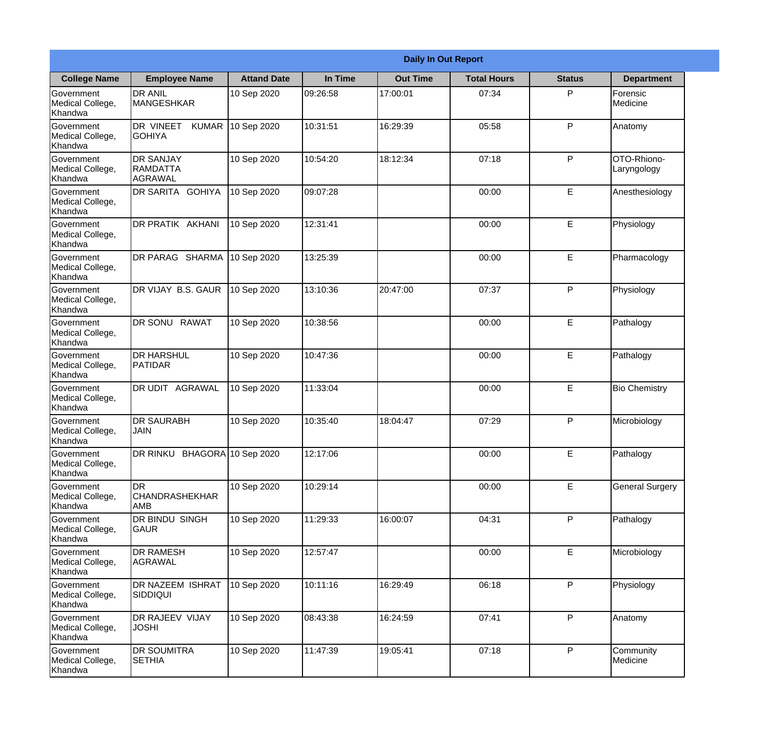| Daily In Out Report | | | | | | | |
|---|---|---|---|---|---|---|---|
| **College Name** | **Employee Name** | **Attand Date** | **In Time** | **Out Time** | **Total Hours** | **Status** | **Department** |
| Government Medical College, Khandwa | DR ANIL MANGESHKAR | 10 Sep 2020 | 09:26:58 | 17:00:01 | 07:34 | P | Forensic Medicine |
| Government Medical College, Khandwa | DR VINEET KUMAR GOHIYA | 10 Sep 2020 | 10:31:51 | 16:29:39 | 05:58 | P | Anatomy |
| Government Medical College, Khandwa | DR SANJAY RAMDATTA AGRAWAL | 10 Sep 2020 | 10:54:20 | 18:12:34 | 07:18 | P | OTO-Rhiono-Laryngology |
| Government Medical College, Khandwa | DR SARITA GOHIYA | 10 Sep 2020 | 09:07:28 | | 00:00 | E | Anesthesiology |
| Government Medical College, Khandwa | DR PRATIK AKHANI | 10 Sep 2020 | 12:31:41 | | 00:00 | E | Physiology |
| Government Medical College, Khandwa | DR PARAG SHARMA | 10 Sep 2020 | 13:25:39 | | 00:00 | E | Pharmacology |
| Government Medical College, Khandwa | DR VIJAY B.S. GAUR | 10 Sep 2020 | 13:10:36 | 20:47:00 | 07:37 | P | Physiology |
| Government Medical College, Khandwa | DR SONU RAWAT | 10 Sep 2020 | 10:38:56 | | 00:00 | E | Pathalogy |
| Government Medical College, Khandwa | DR HARSHUL PATIDAR | 10 Sep 2020 | 10:47:36 | | 00:00 | E | Pathalogy |
| Government Medical College, Khandwa | DR UDIT AGRAWAL | 10 Sep 2020 | 11:33:04 | | 00:00 | E | Bio Chemistry |
| Government Medical College, Khandwa | DR SAURABH JAIN | 10 Sep 2020 | 10:35:40 | 18:04:47 | 07:29 | P | Microbiology |
| Government Medical College, Khandwa | DR RINKU BHAGORA | 10 Sep 2020 | 12:17:06 | | 00:00 | E | Pathalogy |
| Government Medical College, Khandwa | DR CHANDRASHEKHAR AMB | 10 Sep 2020 | 10:29:14 | | 00:00 | E | General Surgery |
| Government Medical College, Khandwa | DR BINDU SINGH GAUR | 10 Sep 2020 | 11:29:33 | 16:00:07 | 04:31 | P | Pathalogy |
| Government Medical College, Khandwa | DR RAMESH AGRAWAL | 10 Sep 2020 | 12:57:47 | | 00:00 | E | Microbiology |
| Government Medical College, Khandwa | DR NAZEEM ISHRAT SIDDIQUI | 10 Sep 2020 | 10:11:16 | 16:29:49 | 06:18 | P | Physiology |
| Government Medical College, Khandwa | DR RAJEEV VIJAY JOSHI | 10 Sep 2020 | 08:43:38 | 16:24:59 | 07:41 | P | Anatomy |
| Government Medical College, Khandwa | DR SOUMITRA SETHIA | 10 Sep 2020 | 11:47:39 | 19:05:41 | 07:18 | P | Community Medicine |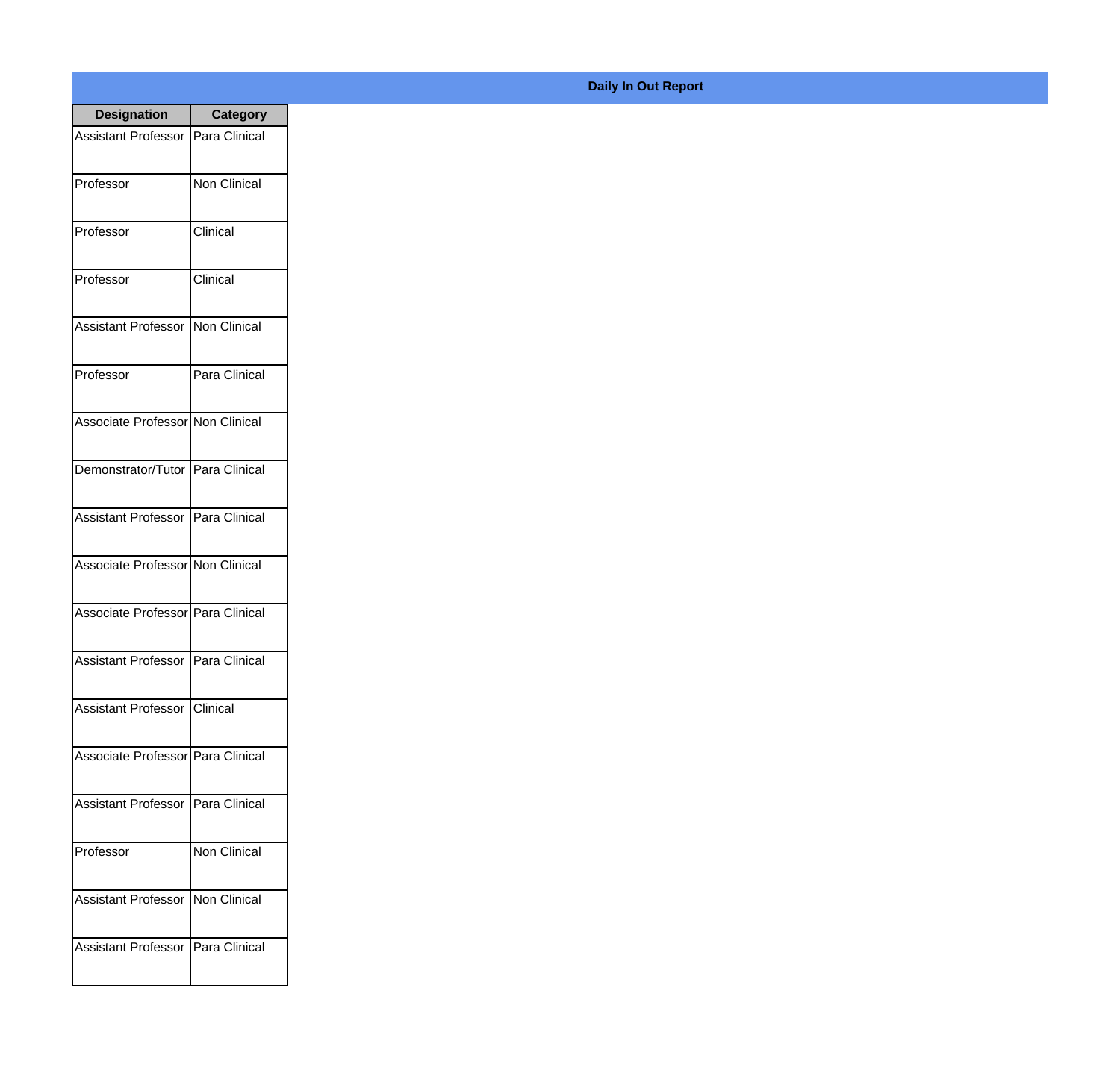**Daily In Out Report**

| Designation | Category |
|---|---|
| Assistant Professor | Para Clinical |
| Professor | Non Clinical |
| Professor | Clinical |
| Professor | Clinical |
| Assistant Professor | Non Clinical |
| Professor | Para Clinical |
| Associate Professor | Non Clinical |
| Demonstrator/Tutor | Para Clinical |
| Assistant Professor | Para Clinical |
| Associate Professor | Non Clinical |
| Associate Professor | Para Clinical |
| Assistant Professor | Para Clinical |
| Assistant Professor | Clinical |
| Associate Professor | Para Clinical |
| Assistant Professor | Para Clinical |
| Professor | Non Clinical |
| Assistant Professor | Non Clinical |
| Assistant Professor | Para Clinical |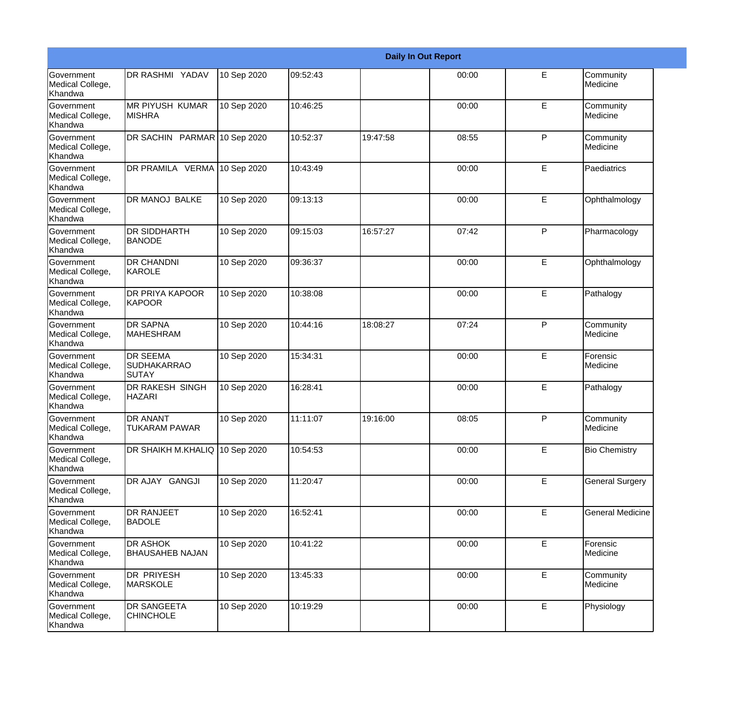| Daily In Out Report | | | | | | | |
|---|---|---|---|---|---|---|---|
| Government Medical College, Khandwa | DR RASHMI YADAV | 10 Sep 2020 | 09:52:43 | | 00:00 | E | Community Medicine |
| Government Medical College, Khandwa | MR PIYUSH KUMAR MISHRA | 10 Sep 2020 | 10:46:25 | | 00:00 | E | Community Medicine |
| Government Medical College, Khandwa | DR SACHIN PARMAR | 10 Sep 2020 | 10:52:37 | 19:47:58 | 08:55 | P | Community Medicine |
| Government Medical College, Khandwa | DR PRAMILA VERMA | 10 Sep 2020 | 10:43:49 | | 00:00 | E | Paediatrics |
| Government Medical College, Khandwa | DR MANOJ BALKE | 10 Sep 2020 | 09:13:13 | | 00:00 | E | Ophthalmology |
| Government Medical College, Khandwa | DR SIDDHARTH BANODE | 10 Sep 2020 | 09:15:03 | 16:57:27 | 07:42 | P | Pharmacology |
| Government Medical College, Khandwa | DR CHANDNI KAROLE | 10 Sep 2020 | 09:36:37 | | 00:00 | E | Ophthalmology |
| Government Medical College, Khandwa | DR PRIYA KAPOOR KAPOOR | 10 Sep 2020 | 10:38:08 | | 00:00 | E | Pathalogy |
| Government Medical College, Khandwa | DR SAPNA MAHESHRAM | 10 Sep 2020 | 10:44:16 | 18:08:27 | 07:24 | P | Community Medicine |
| Government Medical College, Khandwa | DR SEEMA SUDHAKARRAO SUTAY | 10 Sep 2020 | 15:34:31 | | 00:00 | E | Forensic Medicine |
| Government Medical College, Khandwa | DR RAKESH SINGH HAZARI | 10 Sep 2020 | 16:28:41 | | 00:00 | E | Pathalogy |
| Government Medical College, Khandwa | DR ANANT TUKARAM PAWAR | 10 Sep 2020 | 11:11:07 | 19:16:00 | 08:05 | P | Community Medicine |
| Government Medical College, Khandwa | DR SHAIKH M.KHALIQ | 10 Sep 2020 | 10:54:53 | | 00:00 | E | Bio Chemistry |
| Government Medical College, Khandwa | DR AJAY GANGJI | 10 Sep 2020 | 11:20:47 | | 00:00 | E | General Surgery |
| Government Medical College, Khandwa | DR RANJEET BADOLE | 10 Sep 2020 | 16:52:41 | | 00:00 | E | General Medicine |
| Government Medical College, Khandwa | DR ASHOK BHAUSAHEB NAJAN | 10 Sep 2020 | 10:41:22 | | 00:00 | E | Forensic Medicine |
| Government Medical College, Khandwa | DR PRIYESH MARSKOLE | 10 Sep 2020 | 13:45:33 | | 00:00 | E | Community Medicine |
| Government Medical College, Khandwa | DR SANGEETA CHINCHOLE | 10 Sep 2020 | 10:19:29 | | 00:00 | E | Physiology |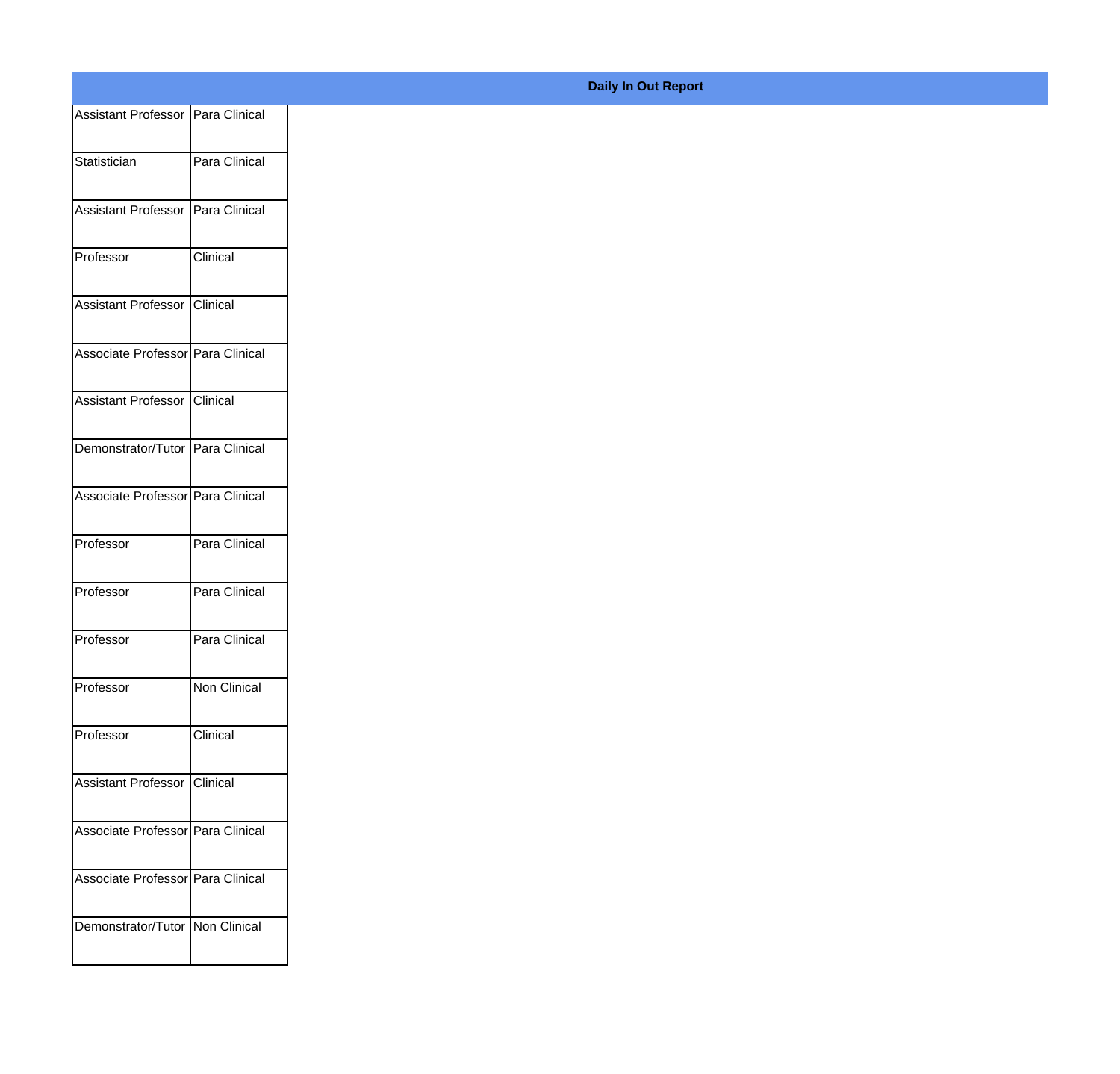**Daily In Out Report**

| | |
|---|---|
| Assistant Professor | Para Clinical |
| Statistician | Para Clinical |
| Assistant Professor | Para Clinical |
| Professor | Clinical |
| Assistant Professor | Clinical |
| Associate Professor | Para Clinical |
| Assistant Professor | Clinical |
| Demonstrator/Tutor | Para Clinical |
| Associate Professor | Para Clinical |
| Professor | Para Clinical |
| Professor | Para Clinical |
| Professor | Para Clinical |
| Professor | Non Clinical |
| Professor | Clinical |
| Assistant Professor | Clinical |
| Associate Professor | Para Clinical |
| Associate Professor | Para Clinical |
| Demonstrator/Tutor | Non Clinical |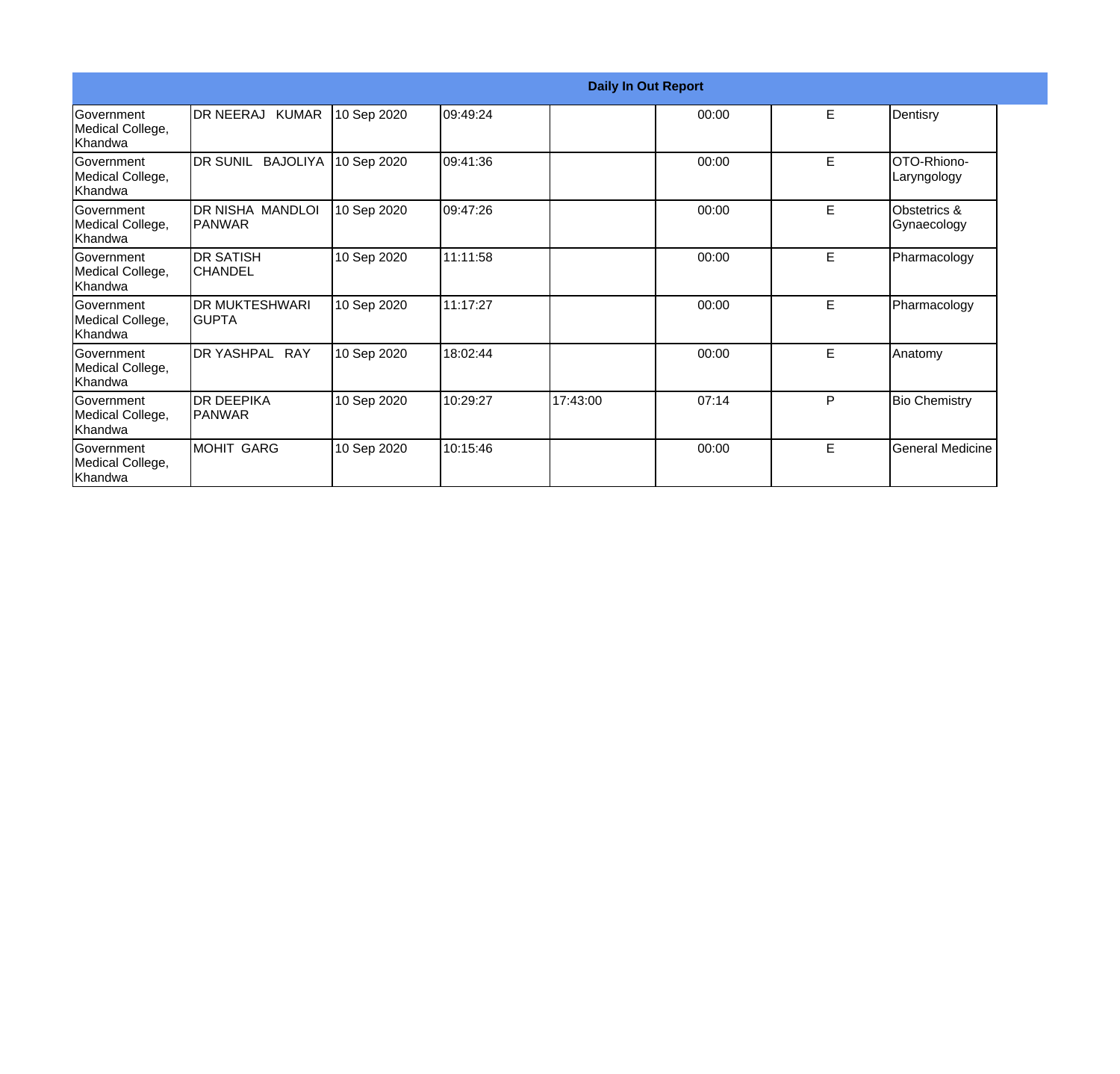| Daily In Out Report | | | | | | | |
|---|---|---|---|---|---|---|---|
| Government Medical College, Khandwa | DR NEERAJ KUMAR | 10 Sep 2020 | 09:49:24 | | 00:00 | E | Dentisry |
| Government Medical College, Khandwa | DR SUNIL BAJOLIYA | 10 Sep 2020 | 09:41:36 | | 00:00 | E | OTO-Rhiono-Laryngology |
| Government Medical College, Khandwa | DR NISHA MANDLOI PANWAR | 10 Sep 2020 | 09:47:26 | | 00:00 | E | Obstetrics & Gynaecology |
| Government Medical College, Khandwa | DR SATISH CHANDEL | 10 Sep 2020 | 11:11:58 | | 00:00 | E | Pharmacology |
| Government Medical College, Khandwa | DR MUKTESHWARI GUPTA | 10 Sep 2020 | 11:17:27 | | 00:00 | E | Pharmacology |
| Government Medical College, Khandwa | DR YASHPAL RAY | 10 Sep 2020 | 18:02:44 | | 00:00 | E | Anatomy |
| Government Medical College, Khandwa | DR DEEPIKA PANWAR | 10 Sep 2020 | 10:29:27 | 17:43:00 | 07:14 | P | Bio Chemistry |
| Government Medical College, Khandwa | MOHIT GARG | 10 Sep 2020 | 10:15:46 | | 00:00 | E | General Medicine |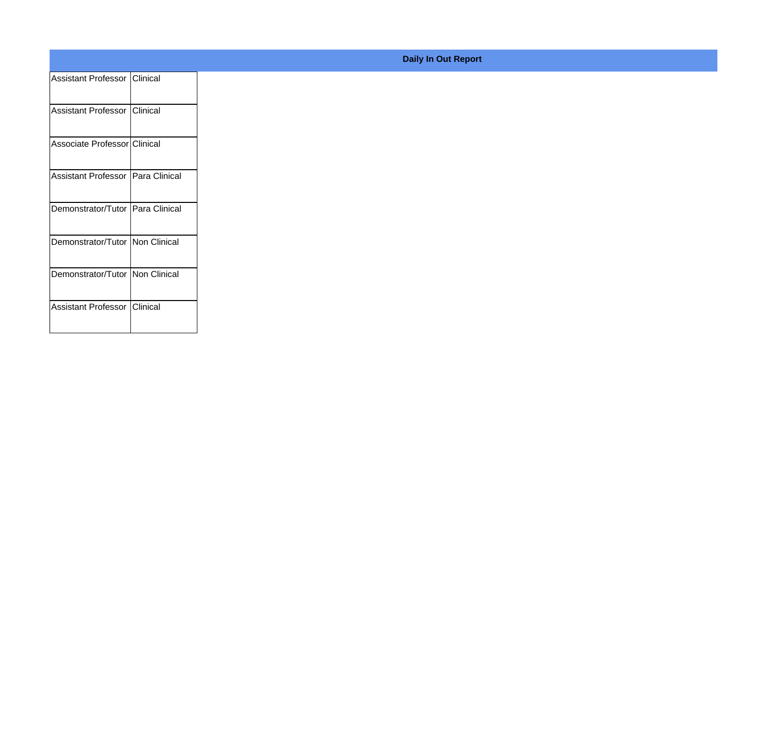**Daily In Out Report**

| | |
|---|---|
| Assistant Professor | Clinical |
| Assistant Professor | Clinical |
| Associate Professor | Clinical |
| Assistant Professor | Para Clinical |
| Demonstrator/Tutor | Para Clinical |
| Demonstrator/Tutor | Non Clinical |
| Demonstrator/Tutor | Non Clinical |
| Assistant Professor | Clinical |